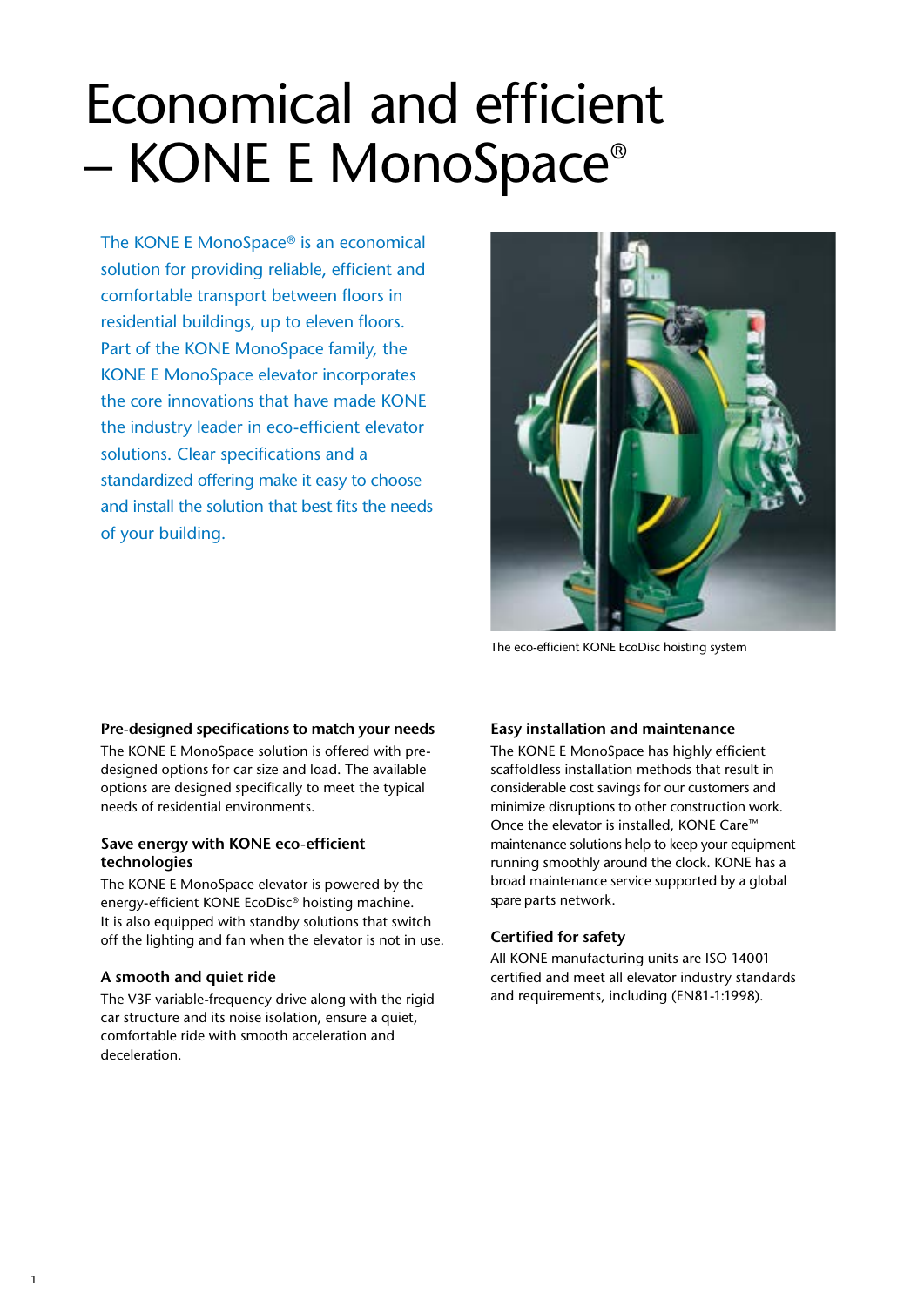# Economical and efficient – KONE E MonoSpace®

The KONE E MonoSpace® is an economical solution for providing reliable, efficient and comfortable transport between floors in residential buildings, up to eleven floors. Part of the KONE MonoSpace family, the KONE E MonoSpace elevator incorporates the core innovations that have made KONE the industry leader in eco-efficient elevator solutions. Clear specifications and a standardized offering make it easy to choose and install the solution that best fits the needs of your building.

The eco-efficient KONE EcoDisc hoisting system

### Pre-designed specifications to match your needs

The KONE E MonoSpace solution is offered with pre-designed options for car size and load. The available options are designed specifically to meet the typical needs of residential environments.

### Save energy with KONE eco-efficient technologies

The KONE E MonoSpace elevator is powered by the energy-efficient KONE EcoDisc® hoisting machine. It is also equipped with standby solutions that switch off the lighting and fan when the elevator is not in use.

### A smooth and quiet ride

The V3F variable-frequency drive along with the rigid car structure and its noise isolation, ensure a quiet, comfortable ride with smooth acceleration and deceleration.

### Easy installation and maintenance

The KONE E MonoSpace has highly efficient scaffoldless installation methods that result in considerable cost savings for our customers and minimize disruptions to other construction work. Once the elevator is installed, KONE Care™ maintenance solutions help to keep your equipment running smoothly around the clock. KONE has a broad maintenance service supported by a global spare parts network.

### Certified for safety

All KONE manufacturing units are ISO 14001 certified and meet all elevator industry standards and requirements, including (EN81-1:1998).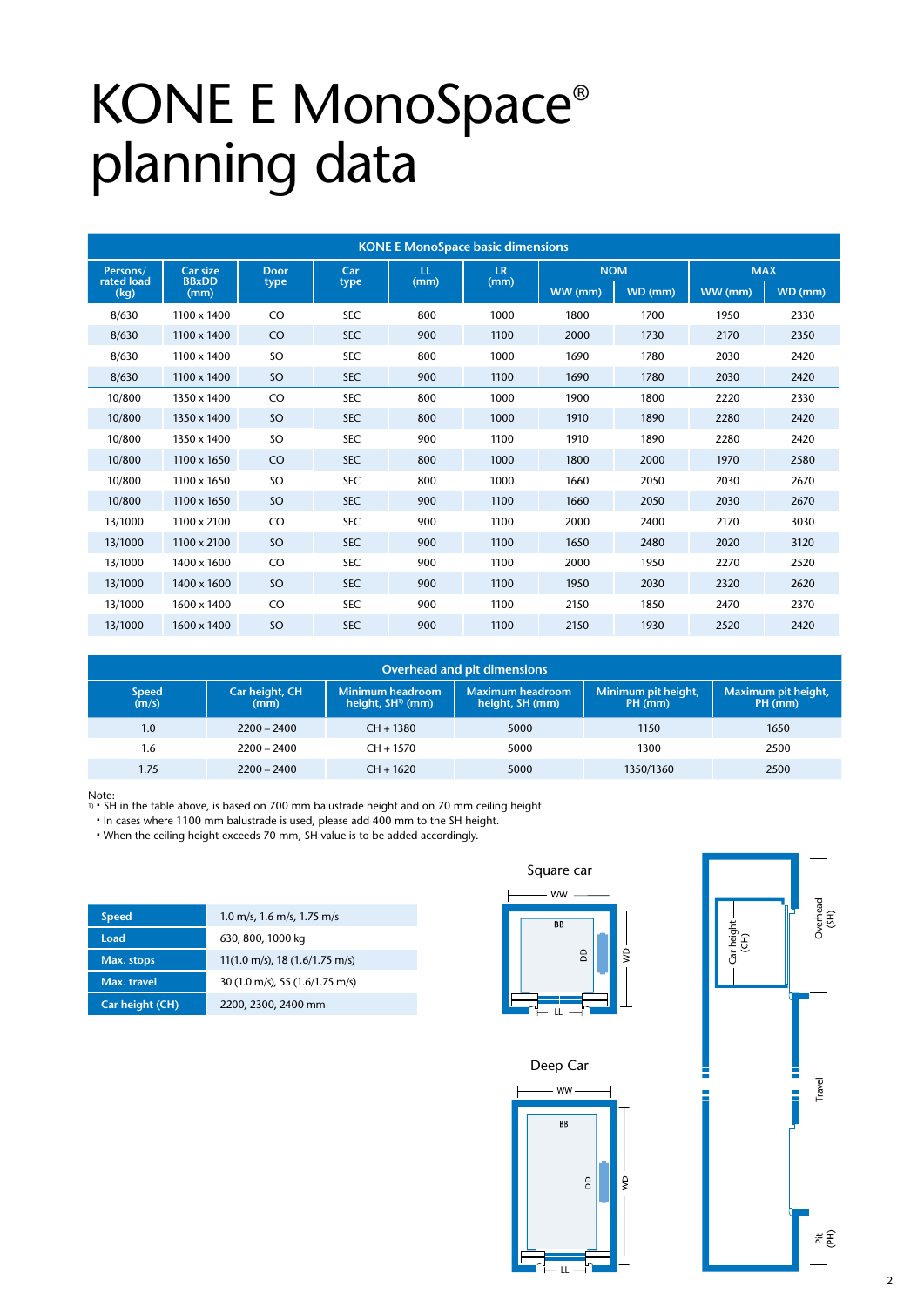# KONE E MonoSpace® planning data

| KONE E MonoSpace basic dimensions | | | | | | | | | |
|---|---|---|---|---|---|---|---|---|---|
| Persons/ rated load (kg) | Car size BBxDD (mm) | Door type | Car type | LL (mm) | LR (mm) | NOM | | MAX | |
| | | | | | | WW (mm) | WD (mm) | WW (mm) | WD (mm) |
| 8/630 | 1100 x 1400 | CO | SEC | 800 | 1000 | 1800 | 1700 | 1950 | 2330 |
| 8/630 | 1100 x 1400 | CO | SEC | 900 | 1100 | 2000 | 1730 | 2170 | 2350 |
| 8/630 | 1100 x 1400 | SO | SEC | 800 | 1000 | 1690 | 1780 | 2030 | 2420 |
| 8/630 | 1100 x 1400 | SO | SEC | 900 | 1100 | 1690 | 1780 | 2030 | 2420 |
| 10/800 | 1350 x 1400 | CO | SEC | 800 | 1000 | 1900 | 1800 | 2220 | 2330 |
| 10/800 | 1350 x 1400 | SO | SEC | 800 | 1000 | 1910 | 1890 | 2280 | 2420 |
| 10/800 | 1350 x 1400 | SO | SEC | 900 | 1100 | 1910 | 1890 | 2280 | 2420 |
| 10/800 | 1100 x 1650 | CO | SEC | 800 | 1000 | 1800 | 2000 | 1970 | 2580 |
| 10/800 | 1100 x 1650 | SO | SEC | 800 | 1000 | 1660 | 2050 | 2030 | 2670 |
| 10/800 | 1100 x 1650 | SO | SEC | 900 | 1100 | 1660 | 2050 | 2030 | 2670 |
| 13/1000 | 1100 x 2100 | CO | SEC | 900 | 1100 | 2000 | 2400 | 2170 | 3030 |
| 13/1000 | 1100 x 2100 | SO | SEC | 900 | 1100 | 1650 | 2480 | 2020 | 3120 |
| 13/1000 | 1400 x 1600 | CO | SEC | 900 | 1100 | 2000 | 1950 | 2270 | 2520 |
| 13/1000 | 1400 x 1600 | SO | SEC | 900 | 1100 | 1950 | 2030 | 2320 | 2620 |
| 13/1000 | 1600 x 1400 | CO | SEC | 900 | 1100 | 2150 | 1850 | 2470 | 2370 |
| 13/1000 | 1600 x 1400 | SO | SEC | 900 | 1100 | 2150 | 1930 | 2520 | 2420 |

| Overhead and pit dimensions | | | | | |
|---|---|---|---|---|---|
| Speed (m/s) | Car height, CH (mm) | Minimum headroom height, SH[1] (mm) | Maximum headroom height, SH (mm) | Minimum pit height, PH (mm) | Maximum pit height, PH (mm) |
| 1.0 | 2200 – 2400 | CH + 1380 | 5000 | 1150 | 1650 |
| 1.6 | 2200 – 2400 | CH + 1570 | 5000 | 1300 | 2500 |
| 1.75 | 2200 – 2400 | CH + 1620 | 5000 | 1350/1360 | 2500 |

Note:
[1] • SH in the table above, is based on 700 mm balustrade height and on 70 mm ceiling height.
• In cases where 1100 mm balustrade is used, please add 400 mm to the SH height.
• When the ceiling height exceeds 70 mm, SH value is to be added accordingly.

| | |
|---|---|
| **Speed** | 1.0 m/s, 1.6 m/s, 1.75 m/s |
| **Load** | 630, 800, 1000 kg |
| **Max. stops** | 11(1.0 m/s), 18 (1.6/1.75 m/s) |
| **Max. travel** | 30 (1.0 m/s), 55 (1.6/1.75 m/s) |
| **Car height (CH)** | 2200, 2300, 2400 mm |

Square car

WW, BB, DD, WD, LL

Deep Car

WW, BB, DD, WD, LL

Car height (CH), Overhead (SH), Travel, Pit (PH)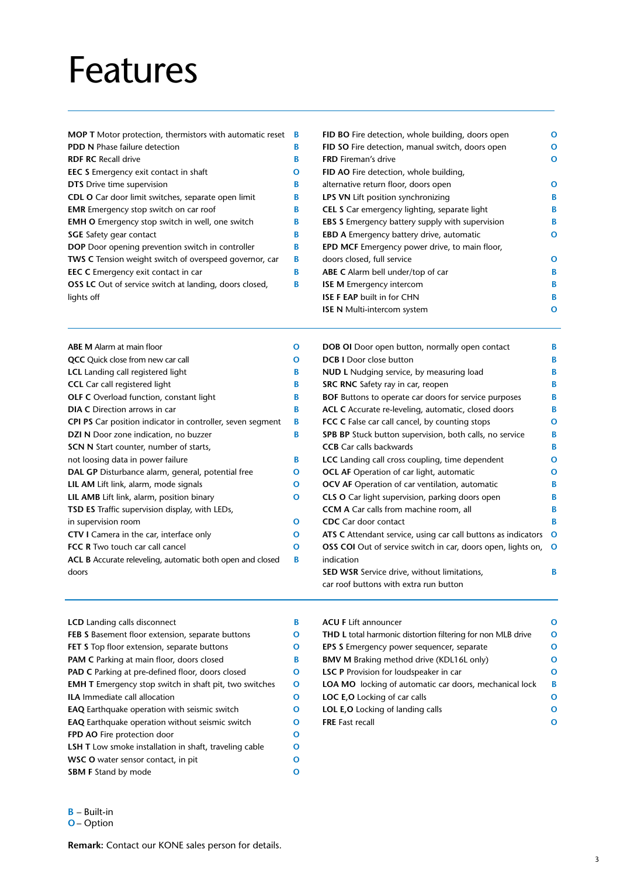# Features

- **MOP T** Motor protection, thermistors with automatic reset — **B**
- **PDD N** Phase failure detection — **B**
- **RDF RC** Recall drive — **B**
- **EEC S** Emergency exit contact in shaft — **O**
- **DTS** Drive time supervision — **B**
- **CDL O** Car door limit switches, separate open limit — **B**
- **EMR** Emergency stop switch on car roof — **B**
- **EMH O** Emergency stop switch in well, one switch — **B**
- **SGE** Safety gear contact — **B**
- **DOP** Door opening prevention switch in controller — **B**
- **TWS C** Tension weight switch of overspeed governor, car — **B**
- **EEC C** Emergency exit contact in car — **B**
- **OSS LC** Out of service switch at landing, doors closed, lights off — **B**
- **FID BO** Fire detection, whole building, doors open — **O**
- **FID SO** Fire detection, manual switch, doors open — **O**
- **FRD** Fireman's drive — **O**
- **FID AO** Fire detection, whole building, alternative return floor, doors open — **O**
- **LPS VN** Lift position synchronizing — **B**
- **CEL S** Car emergency lighting, separate light — **B**
- **EBS S** Emergency battery supply with supervision — **B**
- **EBD A** Emergency battery drive, automatic — **O**
- **EPD MCF** Emergency power drive, to main floor, doors closed, full service — **O**
- **ABE C** Alarm bell under/top of car — **B**
- **ISE M** Emergency intercom — **B**
- **ISE F EAP** built in for CHN — **B**
- **ISE N** Multi-intercom system — **O**

---

- **ABE M** Alarm at main floor — **O**
- **QCC** Quick close from new car call — **O**
- **LCL** Landing call registered light — **B**
- **CCL** Car call registered light — **B**
- **OLF C** Overload function, constant light — **B**
- **DIA C** Direction arrows in car — **B**
- **CPI PS** Car position indicator in controller, seven segment — **B**
- **DZI N** Door zone indication, no buzzer — **B**
- **SCN N** Start counter, number of starts, not loosing data in power failure — **B**
- **DAL GP** Disturbance alarm, general, potential free — **O**
- **LIL AM** Lift link, alarm, mode signals — **O**
- **LIL AMB** Lift link, alarm, position binary — **O**
- **TSD ES** Traffic supervision display, with LEDs, in supervision room — **O**
- **CTV I** Camera in the car, interface only — **O**
- **FCC R** Two touch car call cancel — **O**
- **ACL B** Accurate releveling, automatic both open and closed doors — **B**
- **DOB OI** Door open button, normally open contact — **B**
- **DCB I** Door close button — **B**
- **NUD L** Nudging service, by measuring load — **B**
- **SRC RNC** Safety ray in car, reopen — **B**
- **BOF** Buttons to operate car doors for service purposes — **B**
- **ACL C** Accurate re-leveling, automatic, closed doors — **B**
- **FCC C** False car call cancel, by counting stops — **O**
- **SPB BP** Stuck button supervision, both calls, no service — **B**
- **CCB** Car calls backwards — **B**
- **LCC** Landing call cross coupling, time dependent — **O**
- **OCL AF** Operation of car light, automatic — **O**
- **OCV AF** Operation of car ventilation, automatic — **B**
- **CLS O** Car light supervision, parking doors open — **B**
- **CCM A** Car calls from machine room, all — **B**
- **CDC** Car door contact — **B**
- **ATS C** Attendant service, using car call buttons as indicators — **O**
- **OSS COI** Out of service switch in car, doors open, lights on, indication — **O**
- **SED WSR** Service drive, without limitations, car roof buttons with extra run button — **B**

---

- **LCD** Landing calls disconnect — **B**
- **FEB S** Basement floor extension, separate buttons — **O**
- **FET S** Top floor extension, separate buttons — **O**
- **PAM C** Parking at main floor, doors closed — **B**
- **PAD C** Parking at pre-defined floor, doors closed — **O**
- **EMH T** Emergency stop switch in shaft pit, two switches — **O**
- **ILA** Immediate call allocation — **O**
- **EAQ** Earthquake operation with seismic switch — **O**
- **EAQ** Earthquake operation without seismic switch — **O**
- **FPD AO** Fire protection door — **O**
- **LSH T** Low smoke installation in shaft, traveling cable — **O**
- **WSC O** water sensor contact, in pit — **O**
- **SBM F** Stand by mode — **O**
- **ACU F** Lift announcer — **O**
- **THD L** total harmonic distortion filtering for non MLB drive — **O**
- **EPS S** Emergency power sequencer, separate — **O**
- **BMV M** Braking method drive (KDL16L only) — **O**
- **LSC P** Provision for loudspeaker in car — **O**
- **LOA MO** locking of automatic car doors, mechanical lock — **B**
- **LOC E,O** Locking of car calls — **O**
- **LOL E,O** Locking of landing calls — **O**
- **FRE** Fast recall — **O**

**B** – Built-in
**O** – Option

**Remark:** Contact our KONE sales person for details.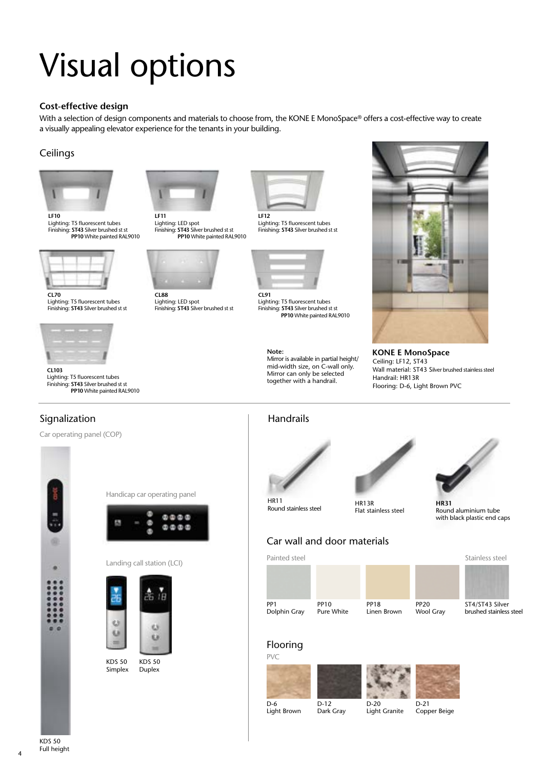# Visual options

**Cost-effective design**

With a selection of design components and materials to choose from, the KONE E MonoSpace® offers a cost-effective way to create a visually appealing elevator experience for the tenants in your building.

## Ceilings

**LF10**
Lighting: T5 fluorescent tubes
Finishing: **ST43** Silver brushed st st
**PP10** White painted RAL9010

**LF11**
Lighting: LED spot
Finishing: **ST43** Silver brushed st st
**PP10** White painted RAL9010

**LF12**
Lighting: T5 fluorescent tubes
Finishing: **ST43** Silver brushed st st

**CL70**
Lighting: T5 fluorescent tubes
Finishing: **ST43** Silver brushed st st

**CL88**
Lighting: LED spot
Finishing: **ST43** Silver brushed st st

**CL91**
Lighting: T5 fluorescent tubes
Finishing: **ST43** Silver brushed st st
**PP10** White painted RAL9010

**CL103**
Lighting: T5 fluorescent tubes
Finishing: **ST43** Silver brushed st st
**PP10** White painted RAL9010

**Note:**
Mirror is available in partial height/ mid-width size, on C-wall only. Mirror can only be selected together with a handrail.

**KONE E MonoSpace**
Ceiling: LF12, ST43
Wall material: ST43 Silver brushed stainless steel
Handrail: HR13R
Flooring: D-6, Light Brown PVC

## Signalization

Car operating panel (COP)

KDS 50
Full height

Handicap car operating panel

Landing call station (LCI)

KDS 50
Simplex

KDS 50
Duplex

## Handrails

HR11
Round stainless steel

HR13R
Flat stainless steel

**HR31**
Round aluminium tube with black plastic end caps

## Car wall and door materials

Painted steel

PP1
Dolphin Gray

PP10
Pure White

PP18
Linen Brown

PP20
Wool Gray

Stainless steel

ST4/ST43 Silver brushed stainless steel

## Flooring

PVC

D-6
Light Brown

D-12
Dark Gray

D-20
Light Granite

D-21
Copper Beige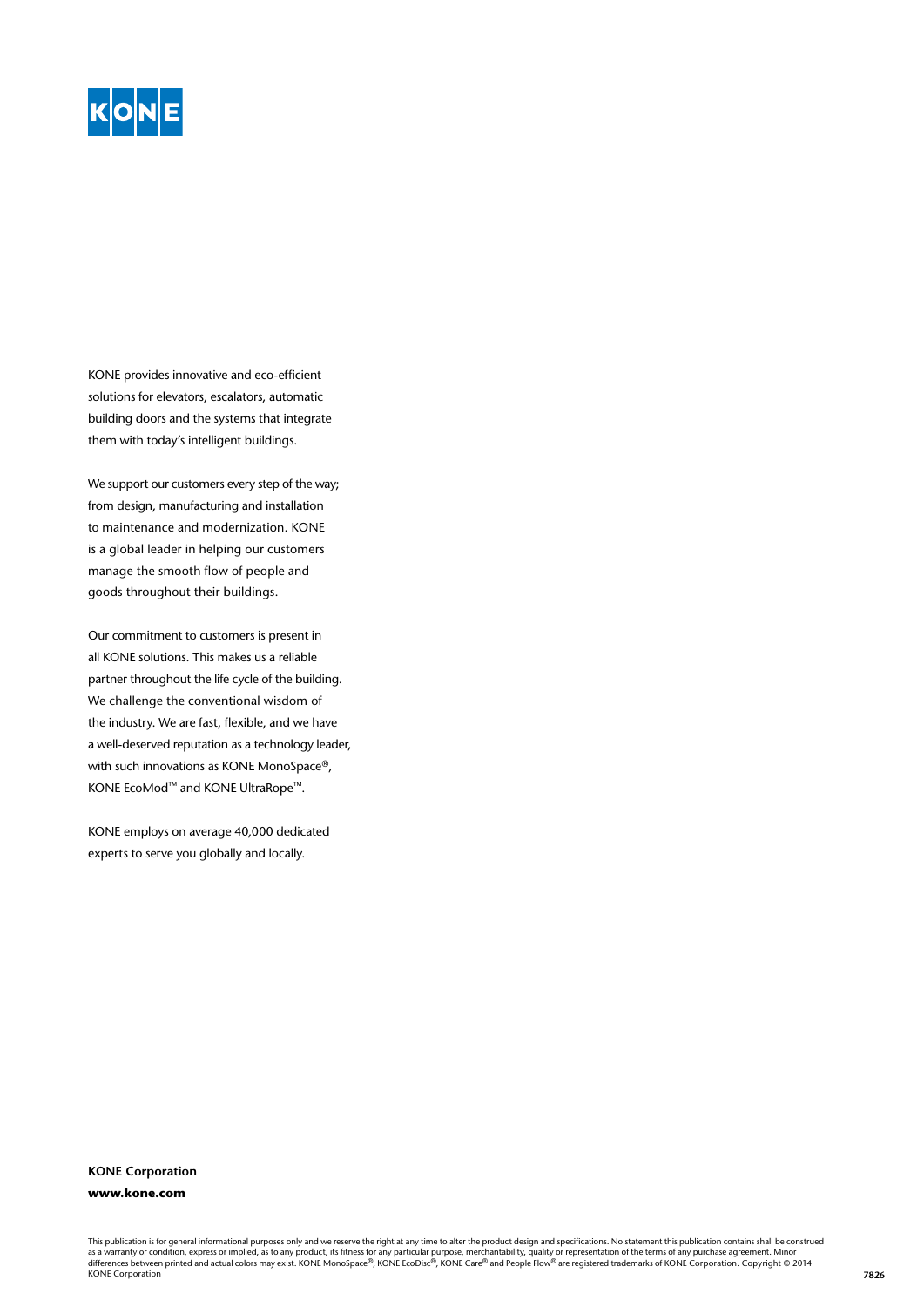KONE

KONE provides innovative and eco-efficient solutions for elevators, escalators, automatic building doors and the systems that integrate them with today's intelligent buildings.

We support our customers every step of the way; from design, manufacturing and installation to maintenance and modernization. KONE is a global leader in helping our customers manage the smooth flow of people and goods throughout their buildings.

Our commitment to customers is present in all KONE solutions. This makes us a reliable partner throughout the life cycle of the building. We challenge the conventional wisdom of the industry. We are fast, flexible, and we have a well-deserved reputation as a technology leader, with such innovations as KONE MonoSpace®, KONE EcoMod™ and KONE UltraRope™.

KONE employs on average 40,000 dedicated experts to serve you globally and locally.

**KONE Corporation**
**www.kone.com**

This publication is for general informational purposes only and we reserve the right at any time to alter the product design and specifications. No statement this publication contains shall be construed as a warranty or condition, express or implied, as to any product, its fitness for any particular purpose, merchantability, quality or representation of the terms of any purchase agreement. Minor differences between printed and actual colors may exist. KONE MonoSpace®, KONE EcoDisc®, KONE Care® and People Flow® are registered trademarks of KONE Corporation. Copyright © 2014 KONE Corporation

7826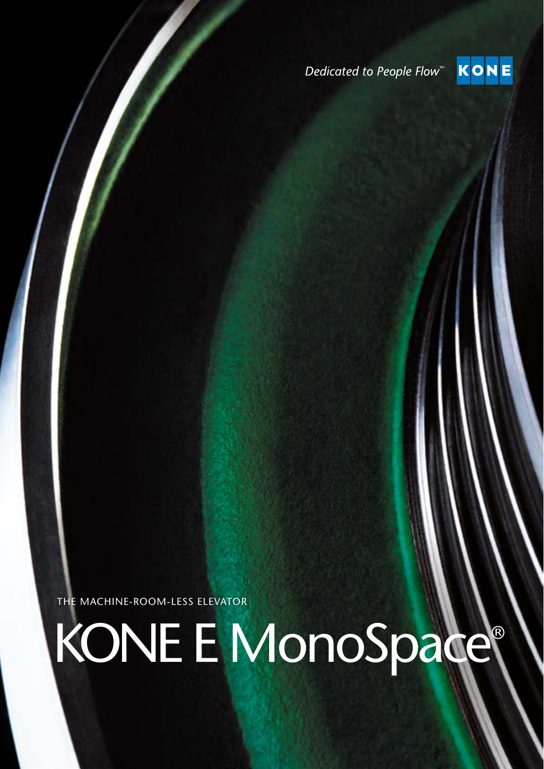*Dedicated to People Flow™*

KONE

THE MACHINE-ROOM-LESS ELEVATOR

# KONE E MonoSpace®